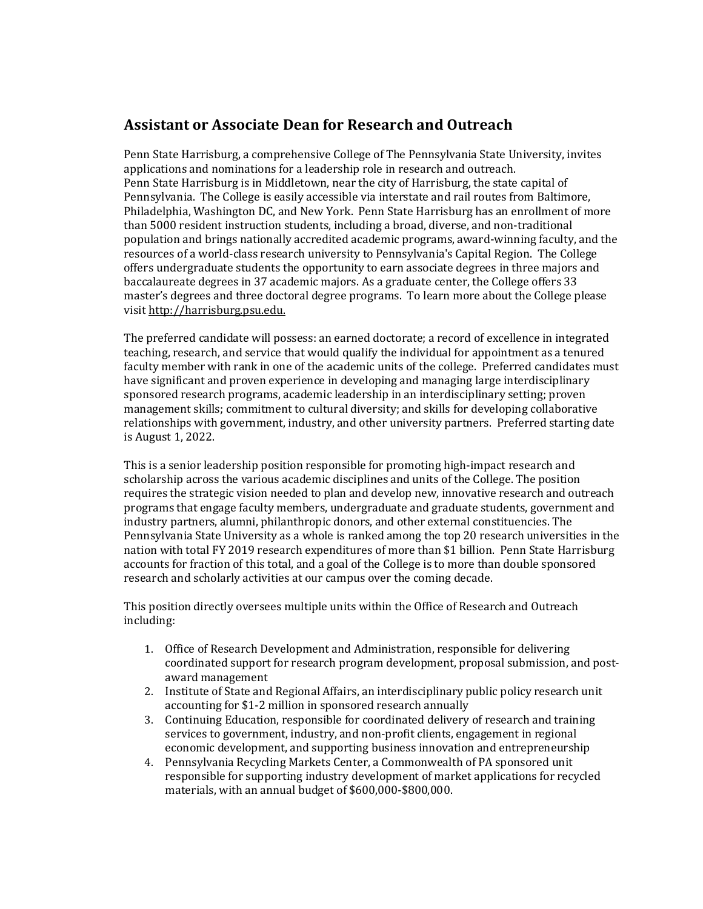## Assistant or Associate Dean for Research and Outreach

Penn State Harrisburg, a comprehensive College of The Pennsylvania State University, invites applications and nominations for a leadership role in research and outreach.
Penn State Harrisburg is in Middletown, near the city of Harrisburg, the state capital of Pennsylvania. The College is easily accessible via interstate and rail routes from Baltimore, Philadelphia, Washington DC, and New York. Penn State Harrisburg has an enrollment of more than 5000 resident instruction students, including a broad, diverse, and non-traditional population and brings nationally accredited academic programs, award-winning faculty, and the resources of a world-class research university to Pennsylvania's Capital Region. The College offers undergraduate students the opportunity to earn associate degrees in three majors and baccalaureate degrees in 37 academic majors. As a graduate center, the College offers 33 master's degrees and three doctoral degree programs. To learn more about the College please visit http://harrisburg.psu.edu.

The preferred candidate will possess: an earned doctorate; a record of excellence in integrated teaching, research, and service that would qualify the individual for appointment as a tenured faculty member with rank in one of the academic units of the college. Preferred candidates must have significant and proven experience in developing and managing large interdisciplinary sponsored research programs, academic leadership in an interdisciplinary setting; proven management skills; commitment to cultural diversity; and skills for developing collaborative relationships with government, industry, and other university partners. Preferred starting date is August 1, 2022.

This is a senior leadership position responsible for promoting high-impact research and scholarship across the various academic disciplines and units of the College. The position requires the strategic vision needed to plan and develop new, innovative research and outreach programs that engage faculty members, undergraduate and graduate students, government and industry partners, alumni, philanthropic donors, and other external constituencies. The Pennsylvania State University as a whole is ranked among the top 20 research universities in the nation with total FY 2019 research expenditures of more than $1 billion. Penn State Harrisburg accounts for fraction of this total, and a goal of the College is to more than double sponsored research and scholarly activities at our campus over the coming decade.

This position directly oversees multiple units within the Office of Research and Outreach including:

1. Office of Research Development and Administration, responsible for delivering coordinated support for research program development, proposal submission, and post-award management
2. Institute of State and Regional Affairs, an interdisciplinary public policy research unit accounting for $1-2 million in sponsored research annually
3. Continuing Education, responsible for coordinated delivery of research and training services to government, industry, and non-profit clients, engagement in regional economic development, and supporting business innovation and entrepreneurship
4. Pennsylvania Recycling Markets Center, a Commonwealth of PA sponsored unit responsible for supporting industry development of market applications for recycled materials, with an annual budget of $600,000-$800,000.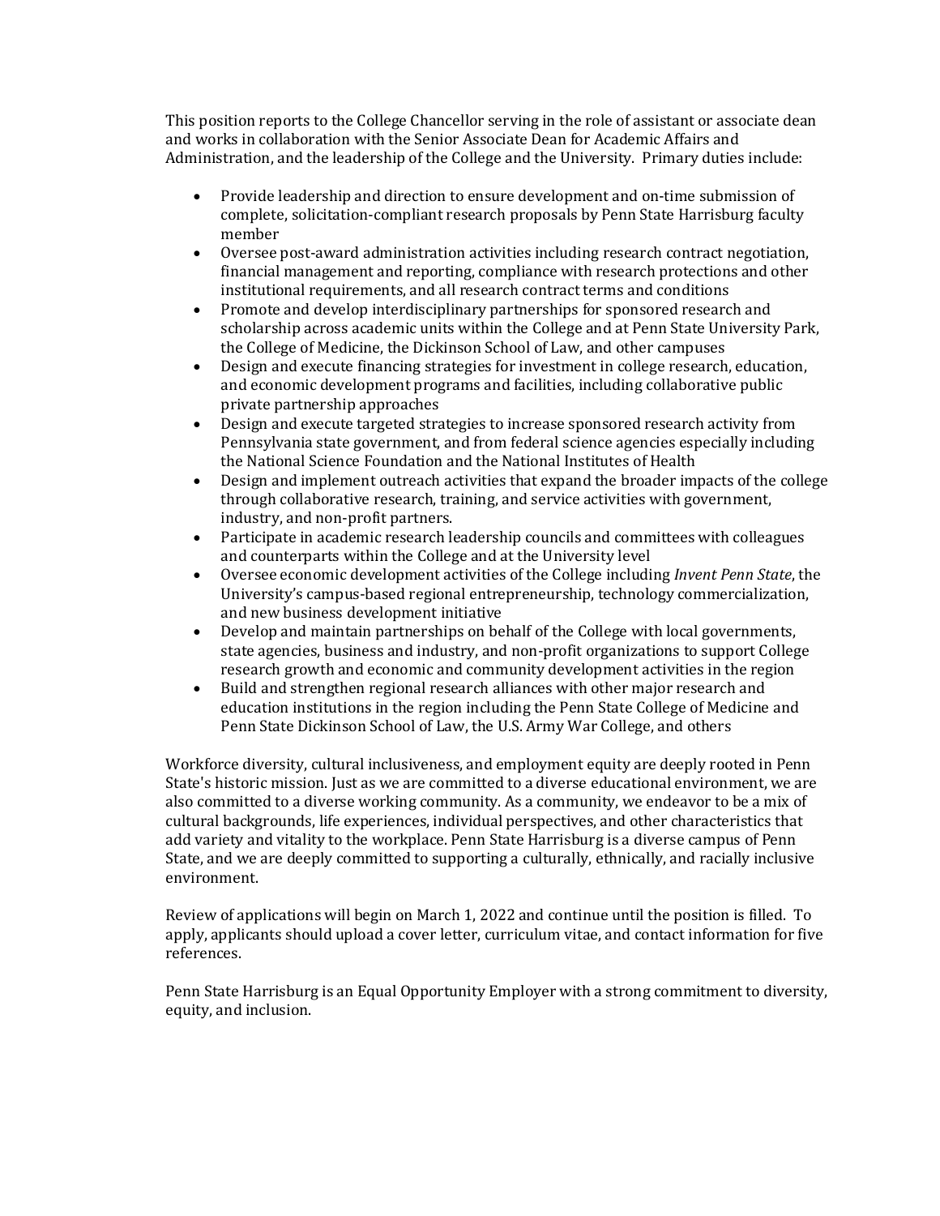This position reports to the College Chancellor serving in the role of assistant or associate dean and works in collaboration with the Senior Associate Dean for Academic Affairs and Administration, and the leadership of the College and the University. Primary duties include:

- Provide leadership and direction to ensure development and on-time submission of complete, solicitation-compliant research proposals by Penn State Harrisburg faculty member
- Oversee post-award administration activities including research contract negotiation, financial management and reporting, compliance with research protections and other institutional requirements, and all research contract terms and conditions
- Promote and develop interdisciplinary partnerships for sponsored research and scholarship across academic units within the College and at Penn State University Park, the College of Medicine, the Dickinson School of Law, and other campuses
- Design and execute financing strategies for investment in college research, education, and economic development programs and facilities, including collaborative public private partnership approaches
- Design and execute targeted strategies to increase sponsored research activity from Pennsylvania state government, and from federal science agencies especially including the National Science Foundation and the National Institutes of Health
- Design and implement outreach activities that expand the broader impacts of the college through collaborative research, training, and service activities with government, industry, and non-profit partners.
- Participate in academic research leadership councils and committees with colleagues and counterparts within the College and at the University level
- Oversee economic development activities of the College including *Invent Penn State*, the University's campus-based regional entrepreneurship, technology commercialization, and new business development initiative
- Develop and maintain partnerships on behalf of the College with local governments, state agencies, business and industry, and non-profit organizations to support College research growth and economic and community development activities in the region
- Build and strengthen regional research alliances with other major research and education institutions in the region including the Penn State College of Medicine and Penn State Dickinson School of Law, the U.S. Army War College, and others

Workforce diversity, cultural inclusiveness, and employment equity are deeply rooted in Penn State's historic mission. Just as we are committed to a diverse educational environment, we are also committed to a diverse working community. As a community, we endeavor to be a mix of cultural backgrounds, life experiences, individual perspectives, and other characteristics that add variety and vitality to the workplace. Penn State Harrisburg is a diverse campus of Penn State, and we are deeply committed to supporting a culturally, ethnically, and racially inclusive environment.

Review of applications will begin on March 1, 2022 and continue until the position is filled. To apply, applicants should upload a cover letter, curriculum vitae, and contact information for five references.

Penn State Harrisburg is an Equal Opportunity Employer with a strong commitment to diversity, equity, and inclusion.